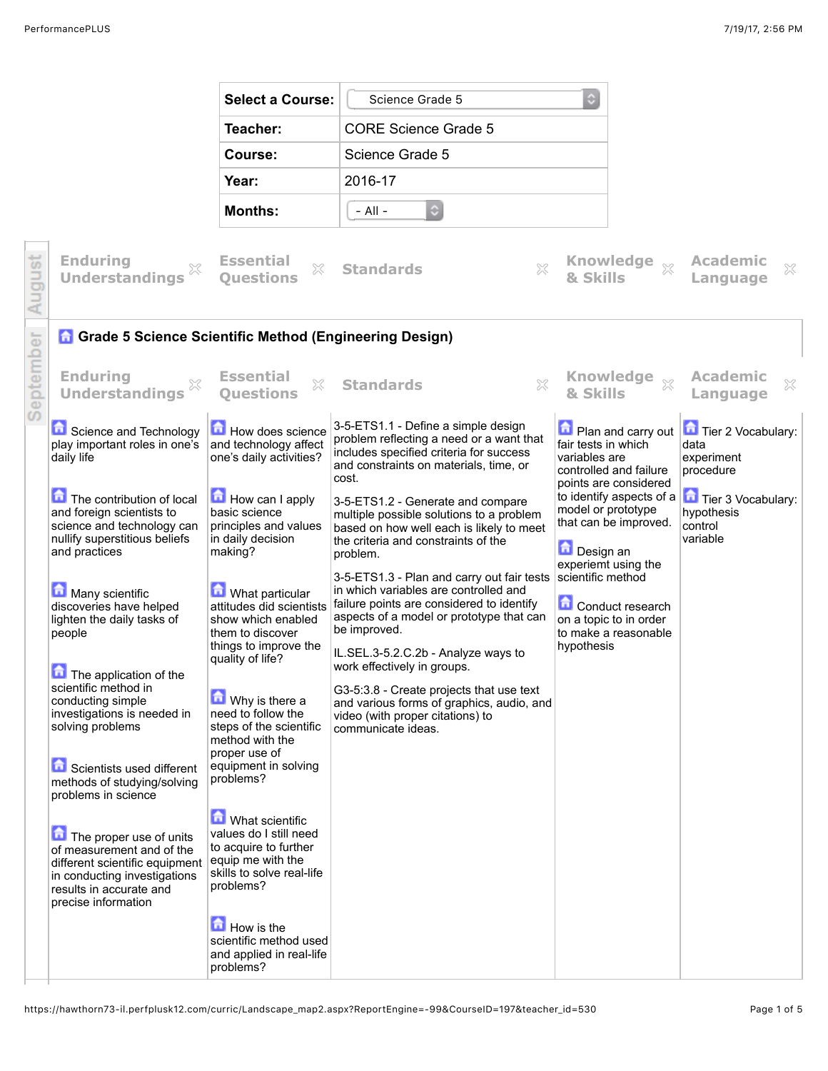| | |
|---|---|
| **Select a Course:** | Science Grade 5 |
| **Teacher:** | CORE Science Grade 5 |
| **Course:** | Science Grade 5 |
| **Year:** | 2016-17 |
| **Months:** | - All - |

## August

| Enduring Understandings | Essential Questions | Standards | Knowledge & Skills | Academic Language |
|---|---|---|---|---|

## September

### Grade 5 Science Scientific Method (Engineering Design)

| Enduring Understandings | Essential Questions | Standards | Knowledge & Skills | Academic Language |
|---|---|---|---|---|
| Science and Technology play important roles in one's daily life<br><br>The contribution of local and foreign scientists to science and technology can nullify superstitious beliefs and practices<br><br>Many scientific discoveries have helped lighten the daily tasks of people<br><br>The application of the scientific method in conducting simple investigations is needed in solving problems<br><br>Scientists used different methods of studying/solving problems in science<br><br>The proper use of units of measurement and of the different scientific equipment in conducting investigations results in accurate and precise information | How does science and technology affect one's daily activities?<br><br>How can I apply basic science principles and values in daily decision making?<br><br>What particular attitudes did scientists show which enabled them to discover things to improve the quality of life?<br><br>Why is there a need to follow the steps of the scientific method with the proper use of equipment in solving problems?<br><br>What scientific values do I still need to acquire to further equip me with the skills to solve real-life problems?<br><br>How is the scientific method used and applied in real-life problems? | 3-5-ETS1.1 - Define a simple design problem reflecting a need or a want that includes specified criteria for success and constraints on materials, time, or cost.<br><br>3-5-ETS1.2 - Generate and compare multiple possible solutions to a problem based on how well each is likely to meet the criteria and constraints of the problem.<br><br>3-5-ETS1.3 - Plan and carry out fair tests in which variables are controlled and failure points are considered to identify aspects of a model or prototype that can be improved.<br><br>IL.SEL.3-5.2.C.2b - Analyze ways to work effectively in groups.<br><br>G3-5:3.8 - Create projects that use text and various forms of graphics, audio, and video (with proper citations) to communicate ideas. | Plan and carry out fair tests in which variables are controlled and failure points are considered to identify aspects of a model or prototype that can be improved.<br><br>Design an experiemt using the scientific method<br><br>Conduct research on a topic to in order to make a reasonable hypothesis | Tier 2 Vocabulary:<br>data<br>experiment<br>procedure<br><br>Tier 3 Vocabulary:<br>hypothesis<br>control<br>variable |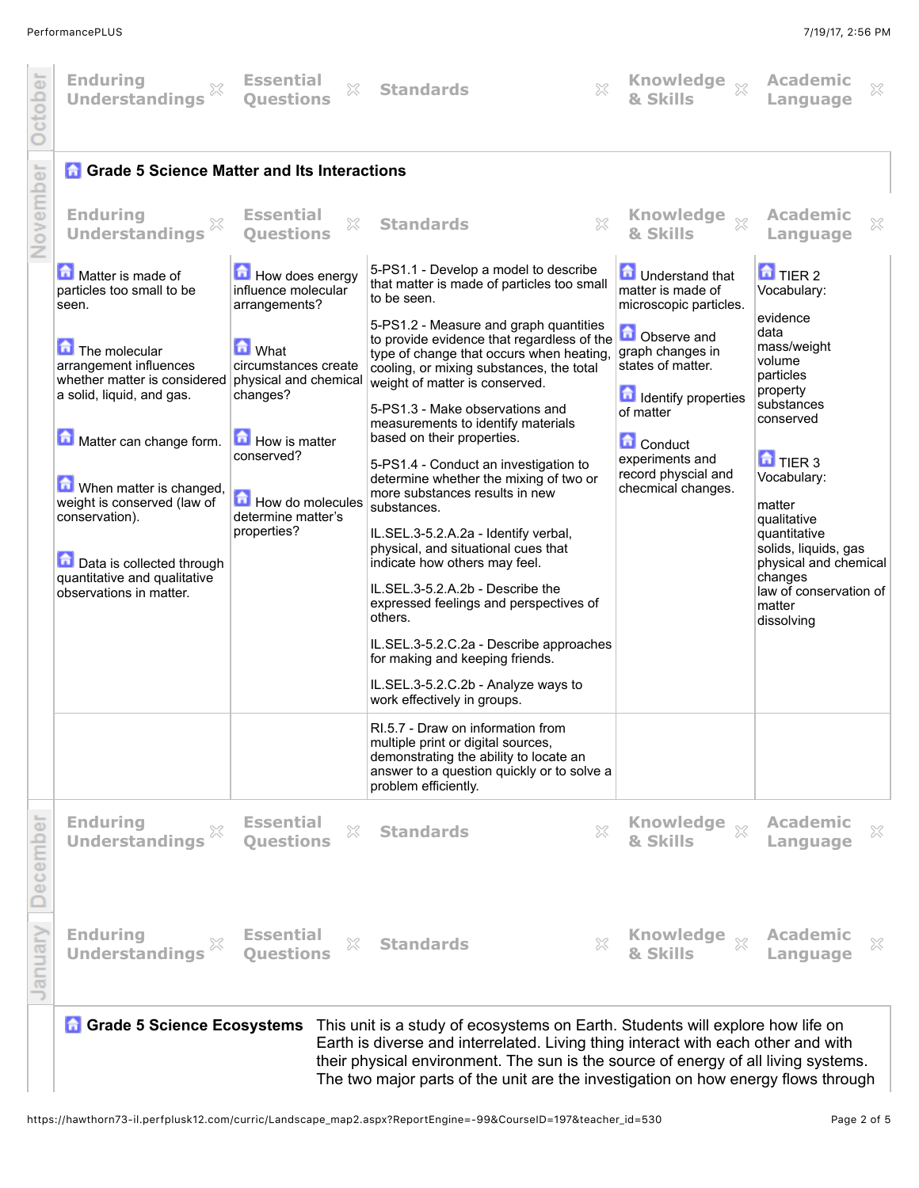**October**

| Enduring Understandings | Essential Questions | Standards | Knowledge & Skills | Academic Language |
|---|---|---|---|---|

**November**

## Grade 5 Science Matter and Its Interactions

| Enduring Understandings | Essential Questions | Standards | Knowledge & Skills | Academic Language |
|---|---|---|---|---|
| Matter is made of particles too small to be seen.<br><br>The molecular arrangement influences whether matter is considered a solid, liquid, and gas.<br><br>Matter can change form.<br><br>When matter is changed, weight is conserved (law of conservation).<br><br>Data is collected through quantitative and qualitative observations in matter. | How does energy influence molecular arrangements?<br><br>What circumstances create physical and chemical changes?<br><br>How is matter conserved?<br><br>How do molecules determine matter's properties? | 5-PS1.1 - Develop a model to describe that matter is made of particles too small to be seen.<br><br>5-PS1.2 - Measure and graph quantities to provide evidence that regardless of the type of change that occurs when heating, cooling, or mixing substances, the total weight of matter is conserved.<br><br>5-PS1.3 - Make observations and measurements to identify materials based on their properties.<br><br>5-PS1.4 - Conduct an investigation to determine whether the mixing of two or more substances results in new substances.<br><br>IL.SEL.3-5.2.A.2a - Identify verbal, physical, and situational cues that indicate how others may feel.<br><br>IL.SEL.3-5.2.A.2b - Describe the expressed feelings and perspectives of others.<br><br>IL.SEL.3-5.2.C.2a - Describe approaches for making and keeping friends.<br><br>IL.SEL.3-5.2.C.2b - Analyze ways to work effectively in groups. | Understand that matter is made of microscopic particles.<br><br>Observe and graph changes in states of matter.<br><br>Identify properties of matter<br><br>Conduct experiments and record physcial and checmical changes. | TIER 2 Vocabulary:<br><br>evidence<br>data<br>mass/weight<br>volume<br>particles<br>property<br>substances<br>conserved<br><br>TIER 3 Vocabulary:<br><br>matter<br>qualitative<br>quantitative<br>solids, liquids, gas<br>physical and chemical changes<br>law of conservation of matter<br>dissolving |
| | | RI.5.7 - Draw on information from multiple print or digital sources, demonstrating the ability to locate an answer to a question quickly or to solve a problem efficiently. | | |

**December**

| Enduring Understandings | Essential Questions | Standards | Knowledge & Skills | Academic Language |
|---|---|---|---|---|

**January**

| Enduring Understandings | Essential Questions | Standards | Knowledge & Skills | Academic Language |
|---|---|---|---|---|

## Grade 5 Science Ecosystems

This unit is a study of ecosystems on Earth. Students will explore how life on Earth is diverse and interrelated. Living thing interact with each other and with their physical environment. The sun is the source of energy of all living systems. The two major parts of the unit are the investigation on how energy flows through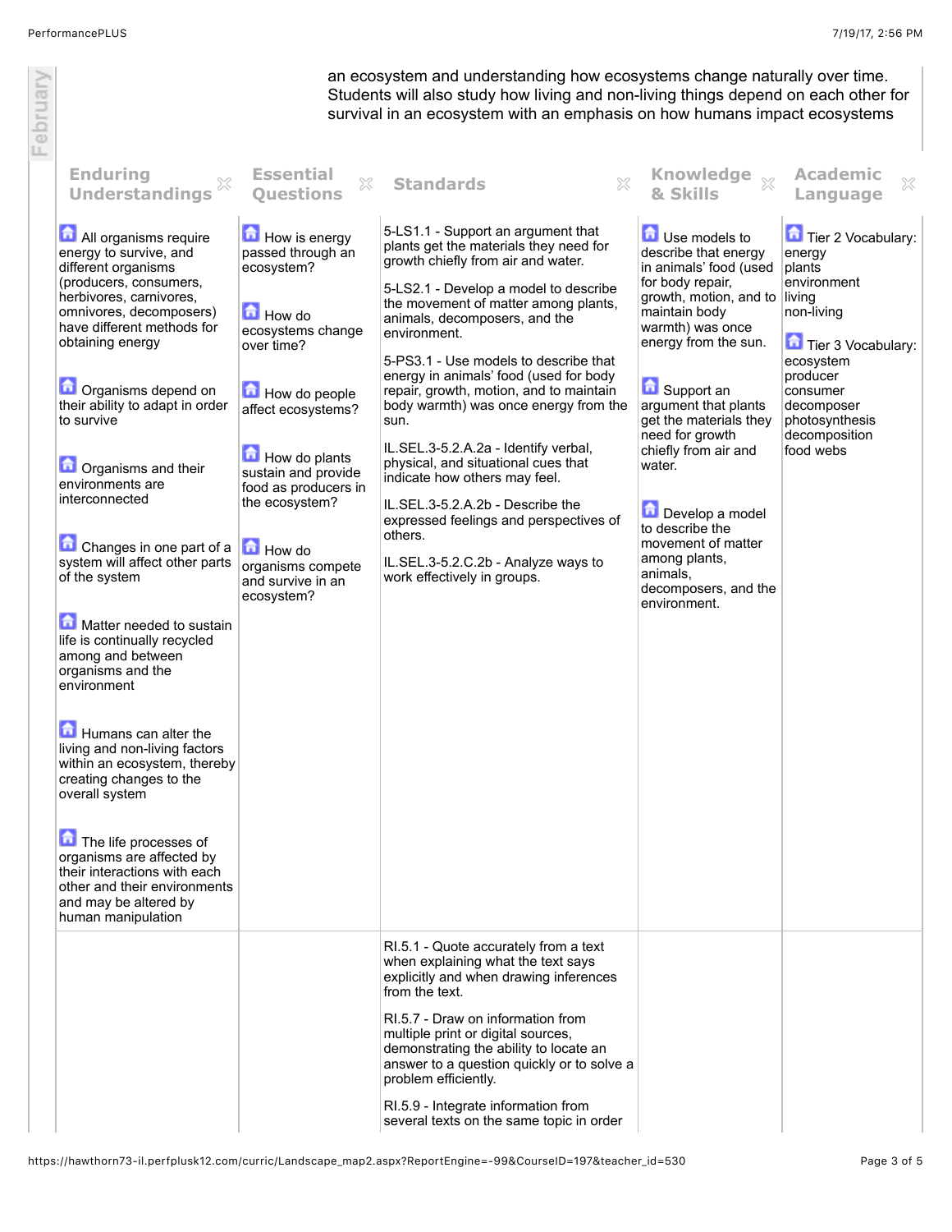an ecosystem and understanding how ecosystems change naturally over time. Students will also study how living and non-living things depend on each other for survival in an ecosystem with an emphasis on how humans impact ecosystems

| Enduring Understandings | Essential Questions | Standards | Knowledge & Skills | Academic Language |
|---|---|---|---|---|
| All organisms require energy to survive, and different organisms (producers, consumers, herbivores, carnivores, omnivores, decomposers) have different methods for obtaining energy<br><br>Organisms depend on their ability to adapt in order to survive<br><br>Organisms and their environments are interconnected<br><br>Changes in one part of a system will affect other parts of the system<br><br>Matter needed to sustain life is continually recycled among and between organisms and the environment<br><br>Humans can alter the living and non-living factors within an ecosystem, thereby creating changes to the overall system<br><br>The life processes of organisms are affected by their interactions with each other and their environments and may be altered by human manipulation | How is energy passed through an ecosystem?<br><br>How do ecosystems change over time?<br><br>How do people affect ecosystems?<br><br>How do plants sustain and provide food as producers in the ecosystem?<br><br>How do organisms compete and survive in an ecosystem? | 5-LS1.1 - Support an argument that plants get the materials they need for growth chiefly from air and water.<br><br>5-LS2.1 - Develop a model to describe the movement of matter among plants, animals, decomposers, and the environment.<br><br>5-PS3.1 - Use models to describe that energy in animals' food (used for body repair, growth, motion, and to maintain body warmth) was once energy from the sun.<br><br>IL.SEL.3-5.2.A.2a - Identify verbal, physical, and situational cues that indicate how others may feel.<br><br>IL.SEL.3-5.2.A.2b - Describe the expressed feelings and perspectives of others.<br><br>IL.SEL.3-5.2.C.2b - Analyze ways to work effectively in groups. | Use models to describe that energy in animals' food (used for body repair, growth, motion, and to maintain body warmth) was once energy from the sun.<br><br>Support an argument that plants get the materials they need for growth chiefly from air and water.<br><br>Develop a model to describe the movement of matter among plants, animals, decomposers, and the environment. | Tier 2 Vocabulary:<br>energy<br>plants<br>environment<br>living<br>non-living<br><br>Tier 3 Vocabulary:<br>ecosystem<br>producer<br>consumer<br>decomposer<br>photosynthesis<br>decomposition<br>food webs |
| | | RI.5.1 - Quote accurately from a text when explaining what the text says explicitly and when drawing inferences from the text.<br><br>RI.5.7 - Draw on information from multiple print or digital sources, demonstrating the ability to locate an answer to a question quickly or to solve a problem efficiently.<br><br>RI.5.9 - Integrate information from several texts on the same topic in order | | |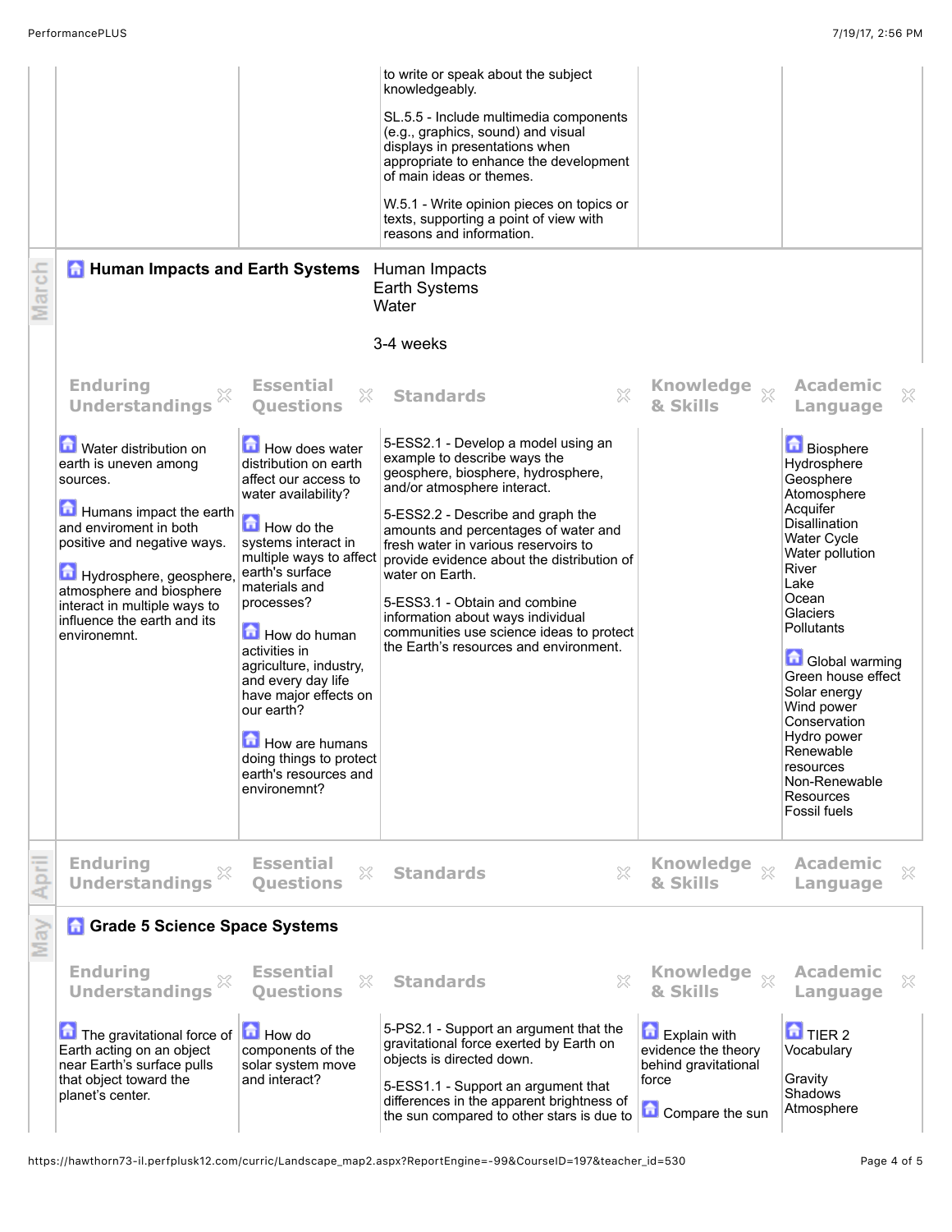| | | | | |
|---|---|---|---|---|
| | | to write or speak about the subject knowledgeably.<br><br>SL.5.5 - Include multimedia components (e.g., graphics, sound) and visual displays in presentations when appropriate to enhance the development of main ideas or themes.<br><br>W.5.1 - Write opinion pieces on topics or texts, supporting a point of view with reasons and information. | | |

March

## Human Impacts and Earth Systems

Human Impacts
Earth Systems
Water

3-4 weeks

| Enduring Understandings | Essential Questions | Standards | Knowledge & Skills | Academic Language |
|---|---|---|---|---|
| Water distribution on earth is uneven among sources.<br><br>Humans impact the earth and enviroment in both positive and negative ways.<br><br>Hydrosphere, geosphere, atmosphere and biosphere interact in multiple ways to influence the earth and its environemnt. | How does water distribution on earth affect our access to water availability?<br><br>How do the systems interact in multiple ways to affect earth's surface materials and processes?<br><br>How do human activities in agriculture, industry, and every day life have major effects on our earth?<br><br>How are humans doing things to protect earth's resources and environemnt? | 5-ESS2.1 - Develop a model using an example to describe ways the geosphere, biosphere, hydrosphere, and/or atmosphere interact.<br><br>5-ESS2.2 - Describe and graph the amounts and percentages of water and fresh water in various reservoirs to provide evidence about the distribution of water on Earth.<br><br>5-ESS3.1 - Obtain and combine information about ways individual communities use science ideas to protect the Earth's resources and environment. | | Biosphere<br>Hydrosphere<br>Geosphere<br>Atomosphere<br>Acquifer<br>Disallination<br>Water Cycle<br>Water pollution<br>River<br>Lake<br>Ocean<br>Glaciers<br>Pollutants<br><br>Global warming<br>Green house effect<br>Solar energy<br>Wind power<br>Conservation<br>Hydro power<br>Renewable resources<br>Non-Renewable Resources<br>Fossil fuels |

April

| Enduring Understandings | Essential Questions | Standards | Knowledge & Skills | Academic Language |
|---|---|---|---|---|

May

## Grade 5 Science Space Systems

| Enduring Understandings | Essential Questions | Standards | Knowledge & Skills | Academic Language |
|---|---|---|---|---|
| The gravitational force of Earth acting on an object near Earth's surface pulls that object toward the planet's center. | How do components of the solar system move and interact? | 5-PS2.1 - Support an argument that the gravitational force exerted by Earth on objects is directed down.<br><br>5-ESS1.1 - Support an argument that differences in the apparent brightness of the sun compared to other stars is due to | Explain with evidence the theory behind gravitational force<br><br>Compare the sun | TIER 2 Vocabulary<br><br>Gravity<br>Shadows<br>Atmosphere |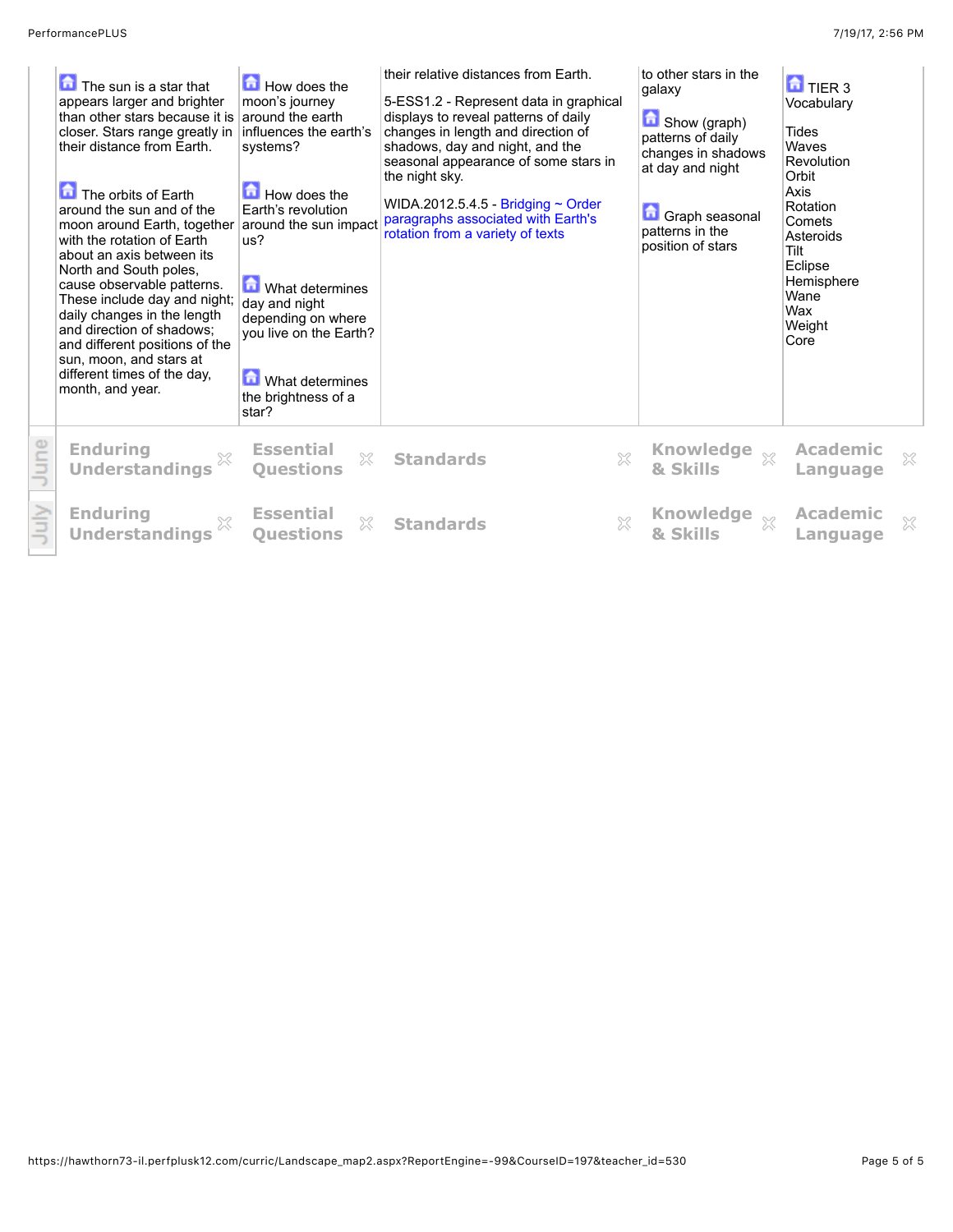| | Enduring Understandings | Essential Questions | Standards | Knowledge & Skills | Academic Language |
|---|---|---|---|---|---|
| | The sun is a star that appears larger and brighter than other stars because it is closer. Stars range greatly in their distance from Earth.<br><br>The orbits of Earth around the sun and of the moon around Earth, together with the rotation of Earth about an axis between its North and South poles, cause observable patterns. These include day and night; daily changes in the length and direction of shadows; and different positions of the sun, moon, and stars at different times of the day, month, and year. | How does the moon's journey around the earth influences the earth's systems?<br><br>How does the Earth's revolution around the sun impact us?<br><br>What determines day and night depending on where you live on the Earth?<br><br>What determines the brightness of a star? | their relative distances from Earth.<br><br>5-ESS1.2 - Represent data in graphical displays to reveal patterns of daily changes in length and direction of shadows, day and night, and the seasonal appearance of some stars in the night sky.<br><br>WIDA.2012.5.4.5 - Bridging ~ Order paragraphs associated with Earth's rotation from a variety of texts | to other stars in the galaxy<br><br>Show (graph) patterns of daily changes in shadows at day and night<br><br>Graph seasonal patterns in the position of stars | TIER 3 Vocabulary<br><br>Tides<br>Waves<br>Revolution<br>Orbit<br>Axis<br>Rotation<br>Comets<br>Asteroids<br>Tilt<br>Eclipse<br>Hemisphere<br>Wane<br>Wax<br>Weight<br>Core |
| June | Enduring Understandings | Essential Questions | Standards | Knowledge & Skills | Academic Language |
| July | Enduring Understandings | Essential Questions | Standards | Knowledge & Skills | Academic Language |